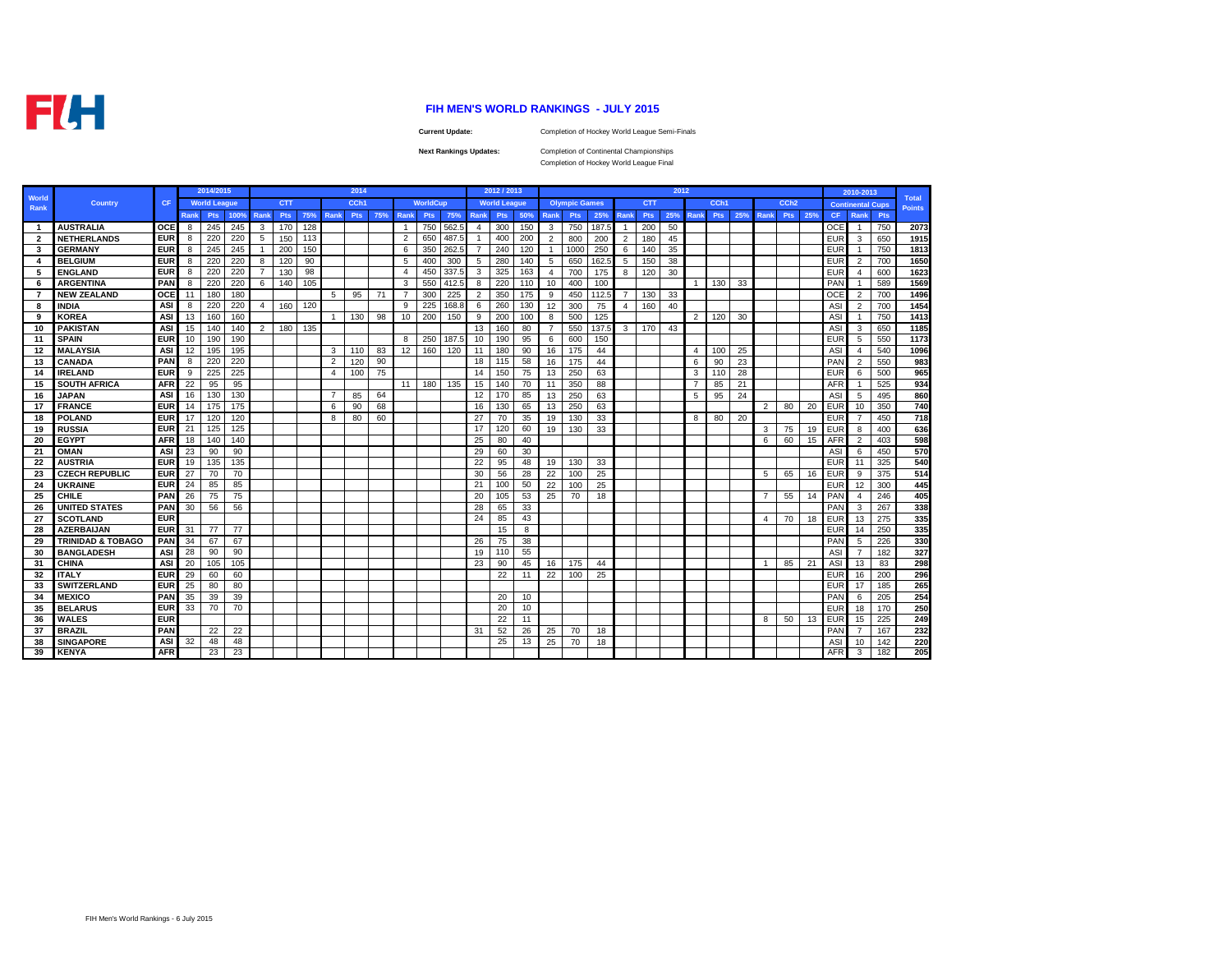# FIH MEN'S WORLD RANKINGS - JULY 2015

**Current Update:** Completion of Hockey World League Semi-Finals

**Next Rankings Updates:** Completion of Continental Championships
Completion of Hockey World League Final

| World Rank | Country | CF | 2014/2015 | | | 2014 | | | | | | | | | 2012 / 2013 | | | 2012 | | | | | | | | | | | | 2010-2013 | | | Total Points |
|---|---|---|---|---|---|---|---|---|---|---|---|---|---|---|---|---|---|---|---|---|---|---|---|---|---|---|---|---|---|---|---|---|---|
| | | | World League | | | CTT | | | CCh1 | | | WorldCup | | | World League | | | Olympic Games | | | CTT | | | CCh1 | | | CCh2 | | | Continental Cups | | | |
| | | | Rank | Pts | 100% | Rank | Pts | 75% | Rank | Pts | 75% | Rank | Pts | 75% | Rank | Pts | 50% | Rank | Pts | 25% | Rank | Pts | 25% | Rank | Pts | 25% | Rank | Pts | 25% | CF | Rank | Pts | |
| 1 | AUSTRALIA | OCE | 8 | 245 | 245 | 3 | 170 | 128 | | | | 1 | 750 | 562.5 | 4 | 300 | 150 | 3 | 750 | 187.5 | 1 | 200 | 50 | | | | | | | OCE | 1 | 750 | 2073 |
| 2 | NETHERLANDS | EUR | 8 | 220 | 220 | 5 | 150 | 113 | | | | 2 | 650 | 487.5 | 1 | 400 | 200 | 2 | 800 | 200 | 2 | 180 | 45 | | | | | | | EUR | 3 | 650 | 1915 |
| 3 | GERMANY | EUR | 8 | 245 | 245 | 1 | 200 | 150 | | | | 6 | 350 | 262.5 | 7 | 240 | 120 | 1 | 1000 | 250 | 6 | 140 | 35 | | | | | | | EUR | 1 | 750 | 1813 |
| 4 | BELGIUM | EUR | 8 | 220 | 220 | 8 | 120 | 90 | | | | 5 | 400 | 300 | 5 | 280 | 140 | 5 | 650 | 162.5 | 5 | 150 | 38 | | | | | | | EUR | 2 | 700 | 1650 |
| 5 | ENGLAND | EUR | 8 | 220 | 220 | 7 | 130 | 98 | | | | 4 | 450 | 337.5 | 3 | 325 | 163 | 4 | 700 | 175 | 8 | 120 | 30 | | | | | | | EUR | 4 | 600 | 1623 |
| 6 | ARGENTINA | PAN | 8 | 220 | 220 | 6 | 140 | 105 | | | | 3 | 550 | 412.5 | 8 | 220 | 110 | 10 | 400 | 100 | | | | 1 | 130 | 33 | | | | PAN | 1 | 589 | 1569 |
| 7 | NEW ZEALAND | OCE | 11 | 180 | 180 | | | | 5 | 95 | 71 | 7 | 300 | 225 | 2 | 350 | 175 | 9 | 450 | 112.5 | 7 | 130 | 33 | | | | | | | OCE | 2 | 700 | 1496 |
| 8 | INDIA | ASI | 8 | 220 | 220 | 4 | 160 | 120 | | | | 9 | 225 | 168.8 | 6 | 260 | 130 | 12 | 300 | 75 | 4 | 160 | 40 | | | | | | | ASI | 2 | 700 | 1454 |
| 9 | KOREA | ASI | 13 | 160 | 160 | | | | 1 | 130 | 98 | 10 | 200 | 150 | 9 | 200 | 100 | 8 | 500 | 125 | | | | 2 | 120 | 30 | | | | ASI | 1 | 750 | 1413 |
| 10 | PAKISTAN | ASI | 15 | 140 | 140 | 2 | 180 | 135 | | | | | | | 13 | 160 | 80 | 7 | 550 | 137.5 | 3 | 170 | 43 | | | | | | | ASI | 3 | 650 | 1185 |
| 11 | SPAIN | EUR | 10 | 190 | 190 | | | | | | | 8 | 250 | 187.5 | 10 | 190 | 95 | 6 | 600 | 150 | | | | | | | | | | EUR | 5 | 550 | 1173 |
| 12 | MALAYSIA | ASI | 12 | 195 | 195 | | | | 3 | 110 | 83 | 12 | 160 | 120 | 11 | 180 | 90 | 16 | 175 | 44 | | | | 4 | 100 | 25 | | | | ASI | 4 | 540 | 1096 |
| 13 | CANADA | PAN | 8 | 220 | 220 | | | | 2 | 120 | 90 | | | | 18 | 115 | 58 | 16 | 175 | 44 | | | | 6 | 90 | 23 | | | | PAN | 2 | 550 | 983 |
| 14 | IRELAND | EUR | 9 | 225 | 225 | | | | 4 | 100 | 75 | | | | 14 | 150 | 75 | 13 | 250 | 63 | | | | 3 | 110 | 28 | | | | EUR | 6 | 500 | 965 |
| 15 | SOUTH AFRICA | AFR | 22 | 95 | 95 | | | | | | | 11 | 180 | 135 | 15 | 140 | 70 | 11 | 350 | 88 | | | | 7 | 85 | 21 | | | | AFR | 1 | 525 | 934 |
| 16 | JAPAN | ASI | 16 | 130 | 130 | | | | 7 | 85 | 64 | | | | 12 | 170 | 85 | 13 | 250 | 63 | | | | 5 | 95 | 24 | | | | ASI | 5 | 495 | 860 |
| 17 | FRANCE | EUR | 14 | 175 | 175 | | | | 6 | 90 | 68 | | | | 16 | 130 | 65 | 13 | 250 | 63 | | | | | | | 2 | 80 | 20 | EUR | 10 | 350 | 740 |
| 18 | POLAND | EUR | 17 | 120 | 120 | | | | 8 | 80 | 60 | | | | 27 | 70 | 35 | 19 | 130 | 33 | | | | 8 | 80 | 20 | | | | EUR | 7 | 450 | 718 |
| 19 | RUSSIA | EUR | 21 | 125 | 125 | | | | | | | | | | 17 | 120 | 60 | 19 | 130 | 33 | | | | | | | 3 | 75 | 19 | EUR | 8 | 400 | 636 |
| 20 | EGYPT | AFR | 18 | 140 | 140 | | | | | | | | | | 25 | 80 | 40 | | | | | | | | | | 6 | 60 | 15 | AFR | 2 | 403 | 598 |
| 21 | OMAN | ASI | 23 | 90 | 90 | | | | | | | | | | 29 | 60 | 30 | | | | | | | | | | | | | ASI | 6 | 450 | 570 |
| 22 | AUSTRIA | EUR | 19 | 135 | 135 | | | | | | | | | | 22 | 95 | 48 | 19 | 130 | 33 | | | | | | | | | | EUR | 11 | 325 | 540 |
| 23 | CZECH REPUBLIC | EUR | 27 | 70 | 70 | | | | | | | | | | 30 | 56 | 28 | 22 | 100 | 25 | | | | | | | 5 | 65 | 16 | EUR | 9 | 375 | 514 |
| 24 | UKRAINE | EUR | 24 | 85 | 85 | | | | | | | | | | 21 | 100 | 50 | 22 | 100 | 25 | | | | | | | | | | EUR | 12 | 300 | 445 |
| 25 | CHILE | PAN | 26 | 75 | 75 | | | | | | | | | | 20 | 105 | 53 | 25 | 70 | 18 | | | | | | | 7 | 55 | 14 | PAN | 4 | 246 | 405 |
| 26 | UNITED STATES | PAN | 30 | 56 | 56 | | | | | | | | | | 28 | 65 | 33 | | | | | | | | | | | | | PAN | 3 | 267 | 338 |
| 27 | SCOTLAND | EUR | | | | | | | | | | | | | 24 | 85 | 43 | | | | | | | | | | 4 | 70 | 18 | EUR | 13 | 275 | 335 |
| 28 | AZERBAIJAN | EUR | 31 | 77 | 77 | | | | | | | | | | | 15 | 8 | | | | | | | | | | | | | EUR | 14 | 250 | 335 |
| 29 | TRINIDAD & TOBAGO | PAN | 34 | 67 | 67 | | | | | | | | | | 26 | 75 | 38 | | | | | | | | | | | | | PAN | 5 | 226 | 330 |
| 30 | BANGLADESH | ASI | 28 | 90 | 90 | | | | | | | | | | 19 | 110 | 55 | | | | | | | | | | | | | ASI | 7 | 182 | 327 |
| 31 | CHINA | ASI | 20 | 105 | 105 | | | | | | | | | | 23 | 90 | 45 | 16 | 175 | 44 | | | | | | | 1 | 85 | 21 | ASI | 13 | 83 | 298 |
| 32 | ITALY | EUR | 29 | 60 | 60 | | | | | | | | | | | 22 | 11 | 22 | 100 | 25 | | | | | | | | | | EUR | 16 | 200 | 296 |
| 33 | SWITZERLAND | EUR | 25 | 80 | 80 | | | | | | | | | | | | | | | | | | | | | | | | | EUR | 17 | 185 | 265 |
| 34 | MEXICO | PAN | 35 | 39 | 39 | | | | | | | | | | | 20 | 10 | | | | | | | | | | | | | PAN | 6 | 205 | 254 |
| 35 | BELARUS | EUR | 33 | 70 | 70 | | | | | | | | | | | 20 | 10 | | | | | | | | | | | | | EUR | 18 | 170 | 250 |
| 36 | WALES | EUR | | | | | | | | | | | | | | 22 | 11 | | | | | | | | | | 8 | 50 | 13 | EUR | 15 | 225 | 249 |
| 37 | BRAZIL | PAN | | 22 | 22 | | | | | | | | | | 31 | 52 | 26 | 25 | 70 | 18 | | | | | | | | | | PAN | 7 | 167 | 232 |
| 38 | SINGAPORE | ASI | 32 | 48 | 48 | | | | | | | | | | | 25 | 13 | 25 | 70 | 18 | | | | | | | | | | ASI | 10 | 142 | 220 |
| 39 | KENYA | AFR | | 23 | 23 | | | | | | | | | | | | | | | | | | | | | | | | | AFR | 3 | 182 | 205 |

FIH Men's World Rankings - 6 July 2015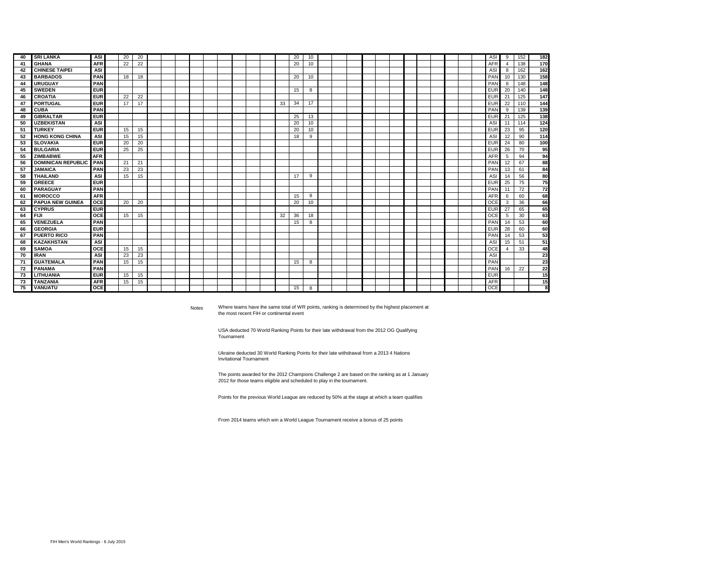| | | | | | | | | | | | | | | | | | | | | | | | | | | | | | | | | | |
|---|---|---|---|---|---|---|---|---|---|---|---|---|---|---|---|---|---|---|---|---|---|---|---|---|---|---|---|---|---|---|---|---|---|
| 40 | SRI LANKA | ASI | | 20 | 20 | | | | | | | | | | | 20 | 10 | | | | | | | | | | | | | ASI | 9 | 152 | 182 |
| 41 | GHANA | AFR | | 22 | 22 | | | | | | | | | | | 20 | 10 | | | | | | | | | | | | | AFR | 4 | 138 | 170 |
| 42 | CHINESE TAIPEI | ASI | | | | | | | | | | | | | | | | | | | | | | | | | | | | ASI | 8 | 162 | 162 |
| 43 | BARBADOS | PAN | | 18 | 18 | | | | | | | | | | | 20 | 10 | | | | | | | | | | | | | PAN | 10 | 130 | 158 |
| 44 | URUGUAY | PAN | | | | | | | | | | | | | | | | | | | | | | | | | | | | PAN | 8 | 148 | 148 |
| 45 | SWEDEN | EUR | | | | | | | | | | | | | | 15 | 8 | | | | | | | | | | | | | EUR | 20 | 140 | 148 |
| 46 | CROATIA | EUR | | 22 | 22 | | | | | | | | | | | | | | | | | | | | | | | | | EUR | 21 | 125 | 147 |
| 47 | PORTUGAL | EUR | | 17 | 17 | | | | | | | | | | 33 | 34 | 17 | | | | | | | | | | | | | EUR | 22 | 110 | 144 |
| 48 | CUBA | PAN | | | | | | | | | | | | | | | | | | | | | | | | | | | | PAN | 9 | 139 | 139 |
| 49 | GIBRALTAR | EUR | | | | | | | | | | | | | | 25 | 13 | | | | | | | | | | | | | EUR | 21 | 125 | 138 |
| 50 | UZBEKISTAN | ASI | | | | | | | | | | | | | | 20 | 10 | | | | | | | | | | | | | ASI | 11 | 114 | 124 |
| 51 | TURKEY | EUR | | 15 | 15 | | | | | | | | | | | 20 | 10 | | | | | | | | | | | | | EUR | 23 | 95 | 120 |
| 52 | HONG KONG CHINA | ASI | | 15 | 15 | | | | | | | | | | | 18 | 9 | | | | | | | | | | | | | ASI | 12 | 90 | 114 |
| 53 | SLOVAKIA | EUR | | 20 | 20 | | | | | | | | | | | | | | | | | | | | | | | | | EUR | 24 | 80 | 100 |
| 54 | BULGARIA | EUR | | 25 | 25 | | | | | | | | | | | | | | | | | | | | | | | | | EUR | 26 | 70 | 95 |
| 55 | ZIMBABWE | AFR | | | | | | | | | | | | | | | | | | | | | | | | | | | | AFR | 5 | 94 | 94 |
| 56 | DOMINICAN REPUBLIC | PAN | | 21 | 21 | | | | | | | | | | | | | | | | | | | | | | | | | PAN | 12 | 67 | 88 |
| 57 | JAMAICA | PAN | | 23 | 23 | | | | | | | | | | | | | | | | | | | | | | | | | PAN | 13 | 61 | 84 |
| 58 | THAILAND | ASI | | 15 | 15 | | | | | | | | | | | 17 | 9 | | | | | | | | | | | | | ASI | 14 | 56 | 80 |
| 59 | GREECE | EUR | | | | | | | | | | | | | | | | | | | | | | | | | | | | EUR | 25 | 75 | 75 |
| 60 | PARAGUAY | PAN | | | | | | | | | | | | | | | | | | | | | | | | | | | | PAN | 11 | 72 | 72 |
| 61 | MOROCCO | AFR | | | | | | | | | | | | | | 15 | 8 | | | | | | | | | | | | | AFR | 6 | 60 | 68 |
| 62 | PAPUA NEW GUINEA | OCE | | 20 | 20 | | | | | | | | | | | 20 | 10 | | | | | | | | | | | | | OCE | 3 | 36 | 66 |
| 63 | CYPRUS | EUR | | | | | | | | | | | | | | | | | | | | | | | | | | | | EUR | 27 | 65 | 65 |
| 64 | FIJI | OCE | | 15 | 15 | | | | | | | | | | 32 | 36 | 18 | | | | | | | | | | | | | OCE | 5 | 30 | 63 |
| 65 | VENEZUELA | PAN | | | | | | | | | | | | | | 15 | 8 | | | | | | | | | | | | | PAN | 14 | 53 | 60 |
| 66 | GEORGIA | EUR | | | | | | | | | | | | | | | | | | | | | | | | | | | | EUR | 28 | 60 | 60 |
| 67 | PUERTO RICO | PAN | | | | | | | | | | | | | | | | | | | | | | | | | | | | PAN | 14 | 53 | 53 |
| 68 | KAZAKHSTAN | ASI | | | | | | | | | | | | | | | | | | | | | | | | | | | | ASI | 15 | 51 | 51 |
| 69 | SAMOA | OCE | | 15 | 15 | | | | | | | | | | | | | | | | | | | | | | | | | OCE | 4 | 33 | 48 |
| 70 | IRAN | ASI | | 23 | 23 | | | | | | | | | | | | | | | | | | | | | | | | | ASI | | | 23 |
| 71 | GUATEMALA | PAN | | 15 | 15 | | | | | | | | | | | 15 | 8 | | | | | | | | | | | | | PAN | | | 23 |
| 72 | PANAMA | PAN | | | | | | | | | | | | | | | | | | | | | | | | | | | | PAN | 16 | 22 | 22 |
| 73 | LITHUANIA | EUR | | 15 | 15 | | | | | | | | | | | | | | | | | | | | | | | | | EUR | | | 15 |
| 73 | TANZANIA | AFR | | 15 | 15 | | | | | | | | | | | | | | | | | | | | | | | | | AFR | | | 15 |
| 75 | VANUATU | OCE | | | | | | | | | | | | | | 15 | 8 | | | | | | | | | | | | | OCE | | | 8 |

Notes

Where teams have the same total of WR points, ranking is determined by the highest placement at the most recent FIH or continental event

USA deducted 70 World Ranking Points for their late withdrawal from the 2012 OG Qualifying Tournament

Ukraine deducted 30 World Ranking Points for their late withdrawal from a 2013 4 Nations Invitational Tournament

The points awarded for the 2012 Champions Challenge 2 are based on the ranking as at 1 January 2012 for those teams eligible and scheduled to play in the tournament.

Points for the previous World League are reduced by 50% at the stage at which a team qualifies

From 2014 teams which win a World League Tournament receive a bonus of 25 points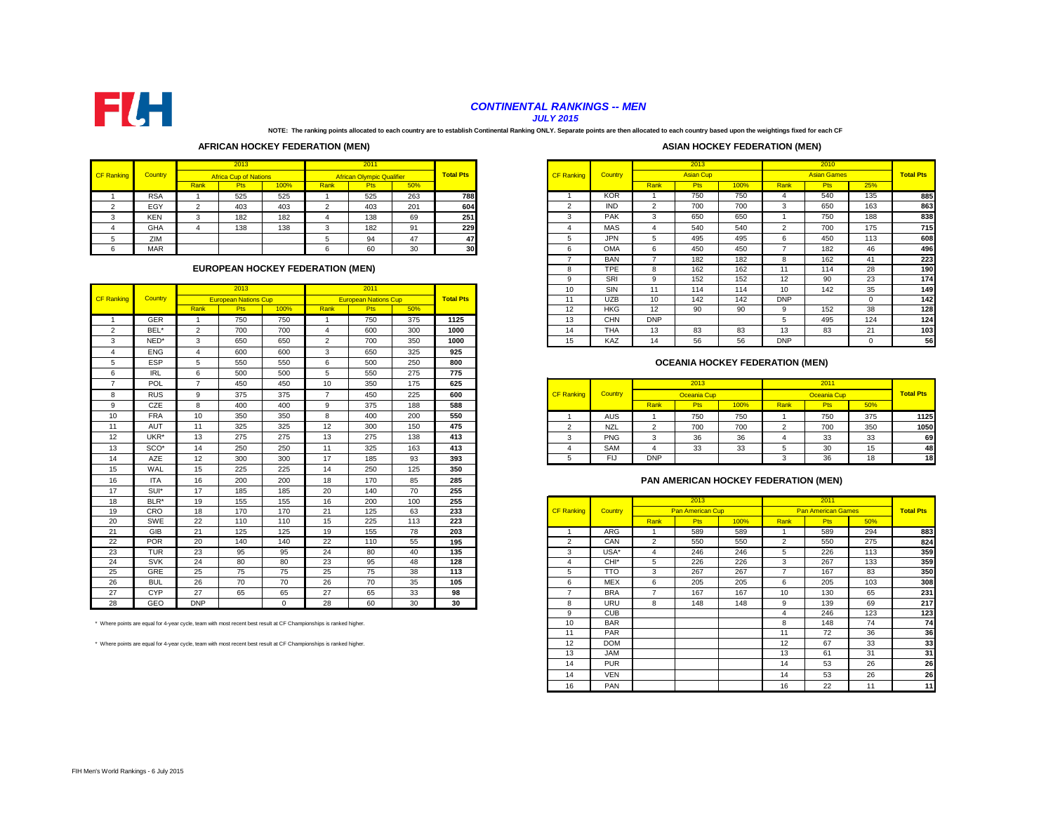FIH

## *CONTINENTAL RANKINGS -- MEN*

***JULY 2015***

**NOTE: The ranking points allocated to each country are to establish Continental Ranking ONLY. Separate points are then allocated to each country based upon the weightings fixed for each CF**

### AFRICAN HOCKEY FEDERATION (MEN)

| CF Ranking | Country | 2013 | | | 2011 | | | Total Pts |
|---|---|---|---|---|---|---|---|---|
| | | Africa Cup of Nations | | | African Olympic Qualifier | | | |
| | | Rank | Pts | 100% | Rank | Pts | 50% | |
| 1 | RSA | 1 | 525 | 525 | 1 | 525 | 263 | 788 |
| 2 | EGY | 2 | 403 | 403 | 2 | 403 | 201 | 604 |
| 3 | KEN | 3 | 182 | 182 | 4 | 138 | 69 | 251 |
| 4 | GHA | 4 | 138 | 138 | 3 | 182 | 91 | 229 |
| 5 | ZIM | | | | 5 | 94 | 47 | 47 |
| 6 | MAR | | | | 6 | 60 | 30 | 30 |

### EUROPEAN HOCKEY FEDERATION (MEN)

| CF Ranking | Country | 2013 | | | 2011 | | | Total Pts |
|---|---|---|---|---|---|---|---|---|
| | | European Nations Cup | | | European Nations Cup | | | |
| | | Rank | Pts | 100% | Rank | Pts | 50% | |
| 1 | GER | 1 | 750 | 750 | 1 | 750 | 375 | 1125 |
| 2 | BEL* | 2 | 700 | 700 | 4 | 600 | 300 | 1000 |
| 3 | NED* | 3 | 650 | 650 | 2 | 700 | 350 | 1000 |
| 4 | ENG | 4 | 600 | 600 | 3 | 650 | 325 | 925 |
| 5 | ESP | 5 | 550 | 550 | 6 | 500 | 250 | 800 |
| 6 | IRL | 6 | 500 | 500 | 5 | 550 | 275 | 775 |
| 7 | POL | 7 | 450 | 450 | 10 | 350 | 175 | 625 |
| 8 | RUS | 9 | 375 | 375 | 7 | 450 | 225 | 600 |
| 9 | CZE | 8 | 400 | 400 | 9 | 375 | 188 | 588 |
| 10 | FRA | 10 | 350 | 350 | 8 | 400 | 200 | 550 |
| 11 | AUT | 11 | 325 | 325 | 12 | 300 | 150 | 475 |
| 12 | UKR* | 13 | 275 | 275 | 13 | 275 | 138 | 413 |
| 13 | SCO* | 14 | 250 | 250 | 11 | 325 | 163 | 413 |
| 14 | AZE | 12 | 300 | 300 | 17 | 185 | 93 | 393 |
| 15 | WAL | 15 | 225 | 225 | 14 | 250 | 125 | 350 |
| 16 | ITA | 16 | 200 | 200 | 18 | 170 | 85 | 285 |
| 17 | SUI* | 17 | 185 | 185 | 20 | 140 | 70 | 255 |
| 18 | BLR* | 19 | 155 | 155 | 16 | 200 | 100 | 255 |
| 19 | CRO | 18 | 170 | 170 | 21 | 125 | 63 | 233 |
| 20 | SWE | 22 | 110 | 110 | 15 | 225 | 113 | 223 |
| 21 | GIB | 21 | 125 | 125 | 19 | 155 | 78 | 203 |
| 22 | POR | 20 | 140 | 140 | 22 | 110 | 55 | 195 |
| 23 | TUR | 23 | 95 | 95 | 24 | 80 | 40 | 135 |
| 24 | SVK | 24 | 80 | 80 | 23 | 95 | 48 | 128 |
| 25 | GRE | 25 | 75 | 75 | 25 | 75 | 38 | 113 |
| 26 | BUL | 26 | 70 | 70 | 26 | 70 | 35 | 105 |
| 27 | CYP | 27 | 65 | 65 | 27 | 65 | 33 | 98 |
| 28 | GEO | DNP | | 0 | 28 | 60 | 30 | 30 |

\* Where points are equal for 4-year cycle, team with most recent best result at CF Championships is ranked higher.

\* Where points are equal for 4-year cycle, team with most recent best result at CF Championships is ranked higher.

### ASIAN HOCKEY FEDERATION (MEN)

| CF Ranking | Country | 2013 | | | 2010 | | | Total Pts |
|---|---|---|---|---|---|---|---|---|
| | | Asian Cup | | | Asian Games | | | |
| | | Rank | Pts | 100% | Rank | Pts | 25% | |
| 1 | KOR | 1 | 750 | 750 | 4 | 540 | 135 | 885 |
| 2 | IND | 2 | 700 | 700 | 3 | 650 | 163 | 863 |
| 3 | PAK | 3 | 650 | 650 | 1 | 750 | 188 | 838 |
| 4 | MAS | 4 | 540 | 540 | 2 | 700 | 175 | 715 |
| 5 | JPN | 5 | 495 | 495 | 6 | 450 | 113 | 608 |
| 6 | OMA | 6 | 450 | 450 | 7 | 182 | 46 | 496 |
| 7 | BAN | 7 | 182 | 182 | 8 | 162 | 41 | 223 |
| 8 | TPE | 8 | 162 | 162 | 11 | 114 | 28 | 190 |
| 9 | SRI | 9 | 152 | 152 | 12 | 90 | 23 | 174 |
| 10 | SIN | 11 | 114 | 114 | 10 | 142 | 35 | 149 |
| 11 | UZB | 10 | 142 | 142 | DNP | | 0 | 142 |
| 12 | HKG | 12 | 90 | 90 | 9 | 152 | 38 | 128 |
| 13 | CHN | DNP | | | 5 | 495 | 124 | 124 |
| 14 | THA | 13 | 83 | 83 | 13 | 83 | 21 | 103 |
| 15 | KAZ | 14 | 56 | 56 | DNP | | 0 | 56 |

### OCEANIA HOCKEY FEDERATION (MEN)

| CF Ranking | Country | 2013 | | | 2011 | | | Total Pts |
|---|---|---|---|---|---|---|---|---|
| | | Oceania Cup | | | Oceania Cup | | | |
| | | Rank | Pts | 100% | Rank | Pts | 50% | |
| 1 | AUS | 1 | 750 | 750 | 1 | 750 | 375 | 1125 |
| 2 | NZL | 2 | 700 | 700 | 2 | 700 | 350 | 1050 |
| 3 | PNG | 3 | 36 | 36 | 4 | 33 | 33 | 69 |
| 4 | SAM | 4 | 33 | 33 | 5 | 30 | 15 | 48 |
| 5 | FIJ | DNP | | | 3 | 36 | 18 | 18 |

### PAN AMERICAN HOCKEY FEDERATION (MEN)

| CF Ranking | Country | 2013 | | | 2011 | | | Total Pts |
|---|---|---|---|---|---|---|---|---|
| | | Pan American Cup | | | Pan American Games | | | |
| | | Rank | Pts | 100% | Rank | Pts | 50% | |
| 1 | ARG | 1 | 589 | 589 | 1 | 589 | 294 | 883 |
| 2 | CAN | 2 | 550 | 550 | 2 | 550 | 275 | 824 |
| 3 | USA* | 4 | 246 | 246 | 5 | 226 | 113 | 359 |
| 4 | CHI* | 5 | 226 | 226 | 3 | 267 | 133 | 359 |
| 5 | TTO | 3 | 267 | 267 | 7 | 167 | 83 | 350 |
| 6 | MEX | 6 | 205 | 205 | 6 | 205 | 103 | 308 |
| 7 | BRA | 7 | 167 | 167 | 10 | 130 | 65 | 231 |
| 8 | URU | 8 | 148 | 148 | 9 | 139 | 69 | 217 |
| 9 | CUB | | | | 4 | 246 | 123 | 123 |
| 10 | BAR | | | | 8 | 148 | 74 | 74 |
| 11 | PAR | | | | 11 | 72 | 36 | 36 |
| 12 | DOM | | | | 12 | 67 | 33 | 33 |
| 13 | JAM | | | | 13 | 61 | 31 | 31 |
| 14 | PUR | | | | 14 | 53 | 26 | 26 |
| 14 | VEN | | | | 14 | 53 | 26 | 26 |
| 16 | PAN | | | | 16 | 22 | 11 | 11 |

FIH Men's World Rankings - 6 July 2015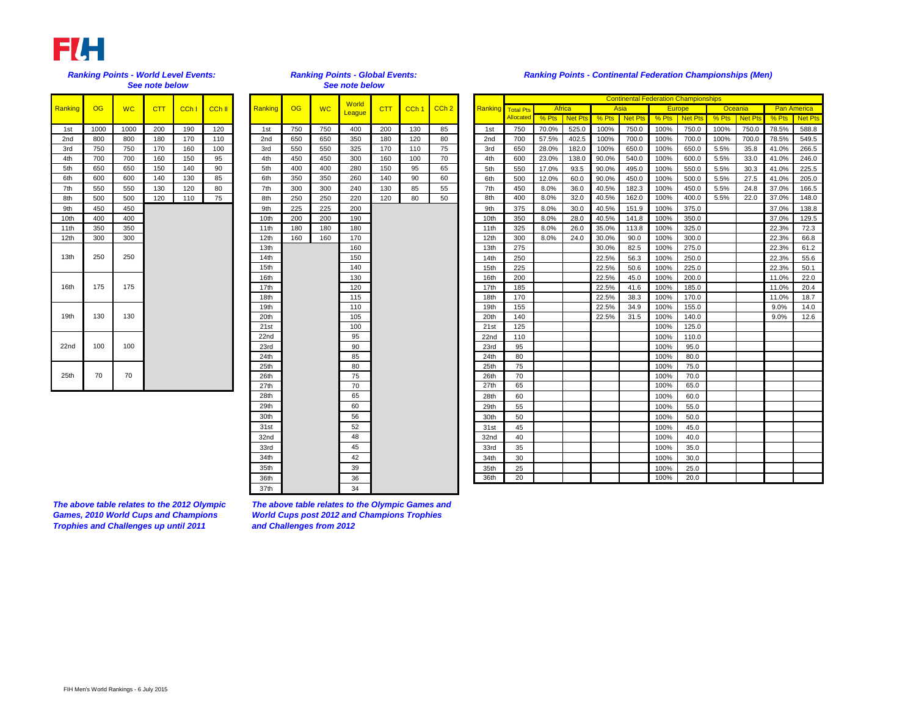## Ranking Points - World Level Events:
*See note below*

| Ranking | OG | WC | CTT | CCh I | CCh II |
|---|---|---|---|---|---|
| 1st | 1000 | 1000 | 200 | 190 | 120 |
| 2nd | 800 | 800 | 180 | 170 | 110 |
| 3rd | 750 | 750 | 170 | 160 | 100 |
| 4th | 700 | 700 | 160 | 150 | 95 |
| 5th | 650 | 650 | 150 | 140 | 90 |
| 6th | 600 | 600 | 140 | 130 | 85 |
| 7th | 550 | 550 | 130 | 120 | 80 |
| 8th | 500 | 500 | 120 | 110 | 75 |
| 9th | 450 | 450 | | | |
| 10th | 400 | 400 | | | |
| 11th | 350 | 350 | | | |
| 12th | 300 | 300 | | | |
| 13th | 250 | 250 | | | |
| 16th | 175 | 175 | | | |
| 19th | 130 | 130 | | | |
| 22nd | 100 | 100 | | | |
| 25th | 70 | 70 | | | |

*The above table relates to the 2012 Olympic Games, 2010 World Cups and Champions Trophies and Challenges up until 2011*

## Ranking Points - Global Events:
*See note below*

| Ranking | OG | WC | World League | CTT | CCh 1 | CCh 2 |
|---|---|---|---|---|---|---|
| 1st | 750 | 750 | 400 | 200 | 130 | 85 |
| 2nd | 650 | 650 | 350 | 180 | 120 | 80 |
| 3rd | 550 | 550 | 325 | 170 | 110 | 75 |
| 4th | 450 | 450 | 300 | 160 | 100 | 70 |
| 5th | 400 | 400 | 280 | 150 | 95 | 65 |
| 6th | 350 | 350 | 260 | 140 | 90 | 60 |
| 7th | 300 | 300 | 240 | 130 | 85 | 55 |
| 8th | 250 | 250 | 220 | 120 | 80 | 50 |
| 9th | 225 | 225 | 200 | | | |
| 10th | 200 | 200 | 190 | | | |
| 11th | 180 | 180 | 180 | | | |
| 12th | 160 | 160 | 170 | | | |
| 13th | | | 160 | | | |
| 14th | | | 150 | | | |
| 15th | | | 140 | | | |
| 16th | | | 130 | | | |
| 17th | | | 120 | | | |
| 18th | | | 115 | | | |
| 19th | | | 110 | | | |
| 20th | | | 105 | | | |
| 21st | | | 100 | | | |
| 22nd | | | 95 | | | |
| 23rd | | | 90 | | | |
| 24th | | | 85 | | | |
| 25th | | | 80 | | | |
| 26th | | | 75 | | | |
| 27th | | | 70 | | | |
| 28th | | | 65 | | | |
| 29th | | | 60 | | | |
| 30th | | | 56 | | | |
| 31st | | | 52 | | | |
| 32nd | | | 48 | | | |
| 33rd | | | 45 | | | |
| 34th | | | 42 | | | |
| 35th | | | 39 | | | |
| 36th | | | 36 | | | |
| 37th | | | 34 | | | |

*The above table relates to the Olympic Games and World Cups post 2012 and Champions Trophies and Challenges from 2012*

## Ranking Points - Continental Federation Championships (Men)

| Ranking | Continental Federation Championships | | | | | | | | | | |
|---|---|---|---|---|---|---|---|---|---|---|---|
| | Total Pts Allocated | Africa | | Asia | | Europe | | Oceania | | Pan America | |
| | | % Pts | Net Pts | % Pts | Net Pts | % Pts | Net Pts | % Pts | Net Pts | % Pts | Net Pts |
| 1st | 750 | 70.0% | 525.0 | 100% | 750.0 | 100% | 750.0 | 100% | 750.0 | 78.5% | 588.8 |
| 2nd | 700 | 57.5% | 402.5 | 100% | 700.0 | 100% | 700.0 | 100% | 700.0 | 78.5% | 549.5 |
| 3rd | 650 | 28.0% | 182.0 | 100% | 650.0 | 100% | 650.0 | 5.5% | 35.8 | 41.0% | 266.5 |
| 4th | 600 | 23.0% | 138.0 | 90.0% | 540.0 | 100% | 600.0 | 5.5% | 33.0 | 41.0% | 246.0 |
| 5th | 550 | 17.0% | 93.5 | 90.0% | 495.0 | 100% | 550.0 | 5.5% | 30.3 | 41.0% | 225.5 |
| 6th | 500 | 12.0% | 60.0 | 90.0% | 450.0 | 100% | 500.0 | 5.5% | 27.5 | 41.0% | 205.0 |
| 7th | 450 | 8.0% | 36.0 | 40.5% | 182.3 | 100% | 450.0 | 5.5% | 24.8 | 37.0% | 166.5 |
| 8th | 400 | 8.0% | 32.0 | 40.5% | 162.0 | 100% | 400.0 | 5.5% | 22.0 | 37.0% | 148.0 |
| 9th | 375 | 8.0% | 30.0 | 40.5% | 151.9 | 100% | 375.0 | | | 37.0% | 138.8 |
| 10th | 350 | 8.0% | 28.0 | 40.5% | 141.8 | 100% | 350.0 | | | 37.0% | 129.5 |
| 11th | 325 | 8.0% | 26.0 | 35.0% | 113.8 | 100% | 325.0 | | | 22.3% | 72.3 |
| 12th | 300 | 8.0% | 24.0 | 30.0% | 90.0 | 100% | 300.0 | | | 22.3% | 66.8 |
| 13th | 275 | | | 30.0% | 82.5 | 100% | 275.0 | | | 22.3% | 61.2 |
| 14th | 250 | | | 22.5% | 56.3 | 100% | 250.0 | | | 22.3% | 55.6 |
| 15th | 225 | | | 22.5% | 50.6 | 100% | 225.0 | | | 22.3% | 50.1 |
| 16th | 200 | | | 22.5% | 45.0 | 100% | 200.0 | | | 11.0% | 22.0 |
| 17th | 185 | | | 22.5% | 41.6 | 100% | 185.0 | | | 11.0% | 20.4 |
| 18th | 170 | | | 22.5% | 38.3 | 100% | 170.0 | | | 11.0% | 18.7 |
| 19th | 155 | | | 22.5% | 34.9 | 100% | 155.0 | | | 9.0% | 14.0 |
| 20th | 140 | | | 22.5% | 31.5 | 100% | 140.0 | | | 9.0% | 12.6 |
| 21st | 125 | | | | | 100% | 125.0 | | | | |
| 22nd | 110 | | | | | 100% | 110.0 | | | | |
| 23rd | 95 | | | | | 100% | 95.0 | | | | |
| 24th | 80 | | | | | 100% | 80.0 | | | | |
| 25th | 75 | | | | | 100% | 75.0 | | | | |
| 26th | 70 | | | | | 100% | 70.0 | | | | |
| 27th | 65 | | | | | 100% | 65.0 | | | | |
| 28th | 60 | | | | | 100% | 60.0 | | | | |
| 29th | 55 | | | | | 100% | 55.0 | | | | |
| 30th | 50 | | | | | 100% | 50.0 | | | | |
| 31st | 45 | | | | | 100% | 45.0 | | | | |
| 32nd | 40 | | | | | 100% | 40.0 | | | | |
| 33rd | 35 | | | | | 100% | 35.0 | | | | |
| 34th | 30 | | | | | 100% | 30.0 | | | | |
| 35th | 25 | | | | | 100% | 25.0 | | | | |
| 36th | 20 | | | | | 100% | 20.0 | | | | |